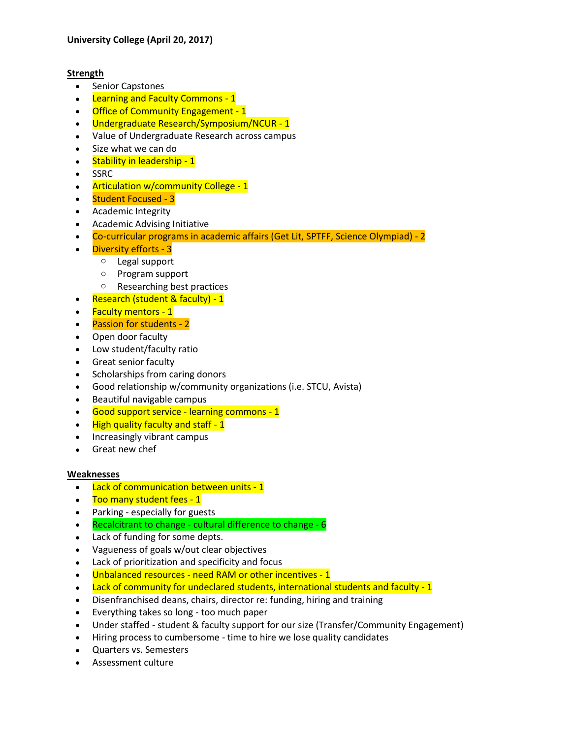**University College (April 20, 2017)**

**Strength**

- Senior Capstones
- Learning and Faculty Commons - 1
- Office of Community Engagement - 1
- Undergraduate Research/Symposium/NCUR - 1
- Value of Undergraduate Research across campus
- Size what we can do
- Stability in leadership - 1
- SSRC
- Articulation w/community College - 1
- Student Focused - 3
- Academic Integrity
- Academic Advising Initiative
- Co-curricular programs in academic affairs (Get Lit, SPTFF, Science Olympiad) - 2
- Diversity efforts - 3
  - Legal support
  - Program support
  - Researching best practices
- Research (student & faculty) - 1
- Faculty mentors - 1
- Passion for students - 2
- Open door faculty
- Low student/faculty ratio
- Great senior faculty
- Scholarships from caring donors
- Good relationship w/community organizations (i.e. STCU, Avista)
- Beautiful navigable campus
- Good support service - learning commons - 1
- High quality faculty and staff - 1
- Increasingly vibrant campus
- Great new chef

**Weaknesses**

- Lack of communication between units - 1
- Too many student fees - 1
- Parking - especially for guests
- Recalcitrant to change - cultural difference to change - 6
- Lack of funding for some depts.
- Vagueness of goals w/out clear objectives
- Lack of prioritization and specificity and focus
- Unbalanced resources - need RAM or other incentives - 1
- Lack of community for undeclared students, international students and faculty - 1
- Disenfranchised deans, chairs, director re: funding, hiring and training
- Everything takes so long - too much paper
- Under staffed - student & faculty support for our size (Transfer/Community Engagement)
- Hiring process to cumbersome - time to hire we lose quality candidates
- Quarters vs. Semesters
- Assessment culture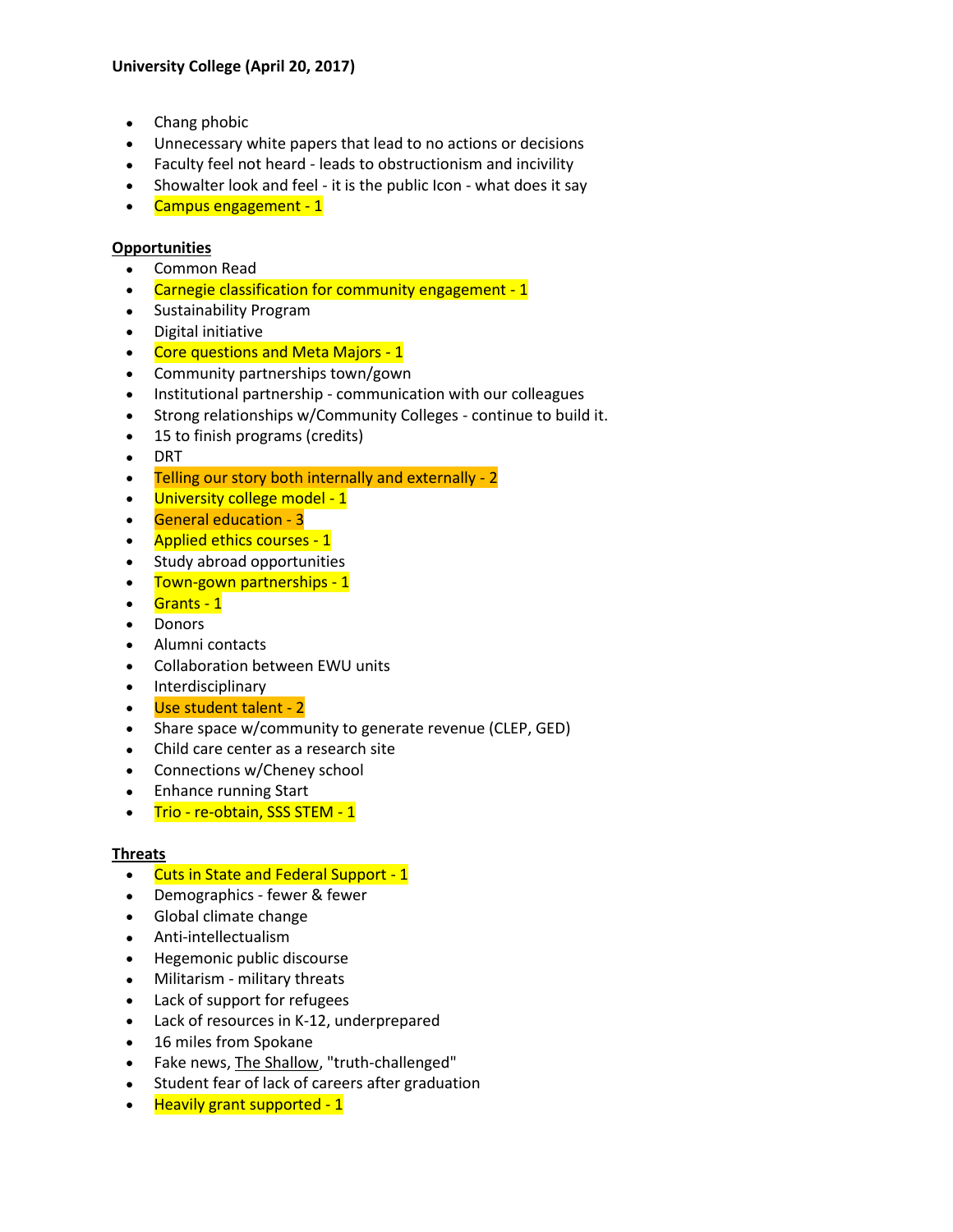**University College (April 20, 2017)**

- Chang phobic
- Unnecessary white papers that lead to no actions or decisions
- Faculty feel not heard - leads to obstructionism and incivility
- Showalter look and feel - it is the public Icon - what does it say
- Campus engagement - 1

**Opportunities**

- Common Read
- Carnegie classification for community engagement - 1
- Sustainability Program
- Digital initiative
- Core questions and Meta Majors - 1
- Community partnerships town/gown
- Institutional partnership - communication with our colleagues
- Strong relationships w/Community Colleges - continue to build it.
- 15 to finish programs (credits)
- DRT
- Telling our story both internally and externally - 2
- University college model - 1
- General education - 3
- Applied ethics courses - 1
- Study abroad opportunities
- Town-gown partnerships - 1
- Grants - 1
- Donors
- Alumni contacts
- Collaboration between EWU units
- Interdisciplinary
- Use student talent - 2
- Share space w/community to generate revenue (CLEP, GED)
- Child care center as a research site
- Connections w/Cheney school
- Enhance running Start
- Trio - re-obtain, SSS STEM - 1

**Threats**

- Cuts in State and Federal Support - 1
- Demographics - fewer & fewer
- Global climate change
- Anti-intellectualism
- Hegemonic public discourse
- Militarism - military threats
- Lack of support for refugees
- Lack of resources in K-12, underprepared
- 16 miles from Spokane
- Fake news, The Shallow, "truth-challenged"
- Student fear of lack of careers after graduation
- Heavily grant supported - 1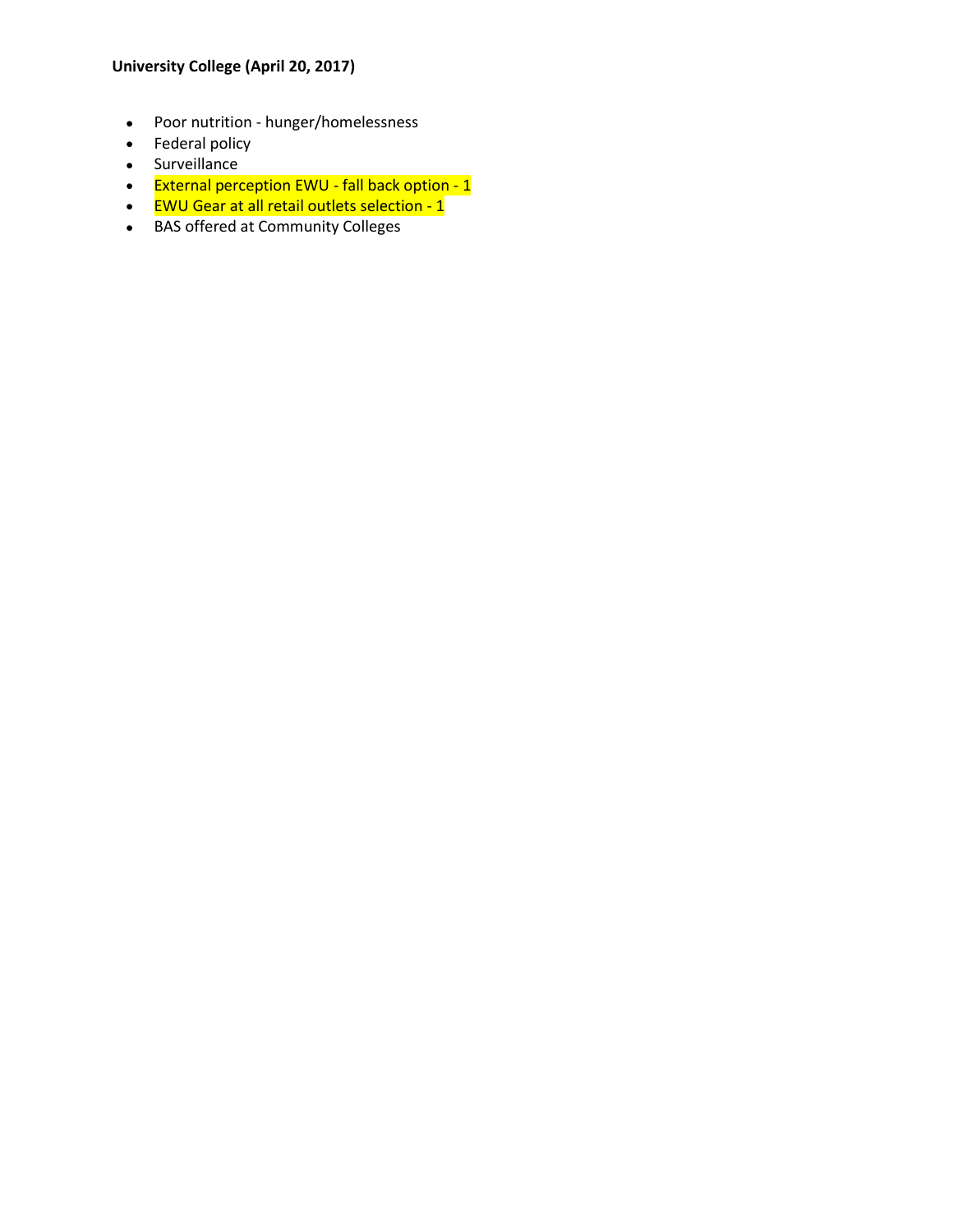**University College (April 20, 2017)**

- Poor nutrition - hunger/homelessness
- Federal policy
- Surveillance
- External perception EWU - fall back option - 1
- EWU Gear at all retail outlets selection - 1
- BAS offered at Community Colleges